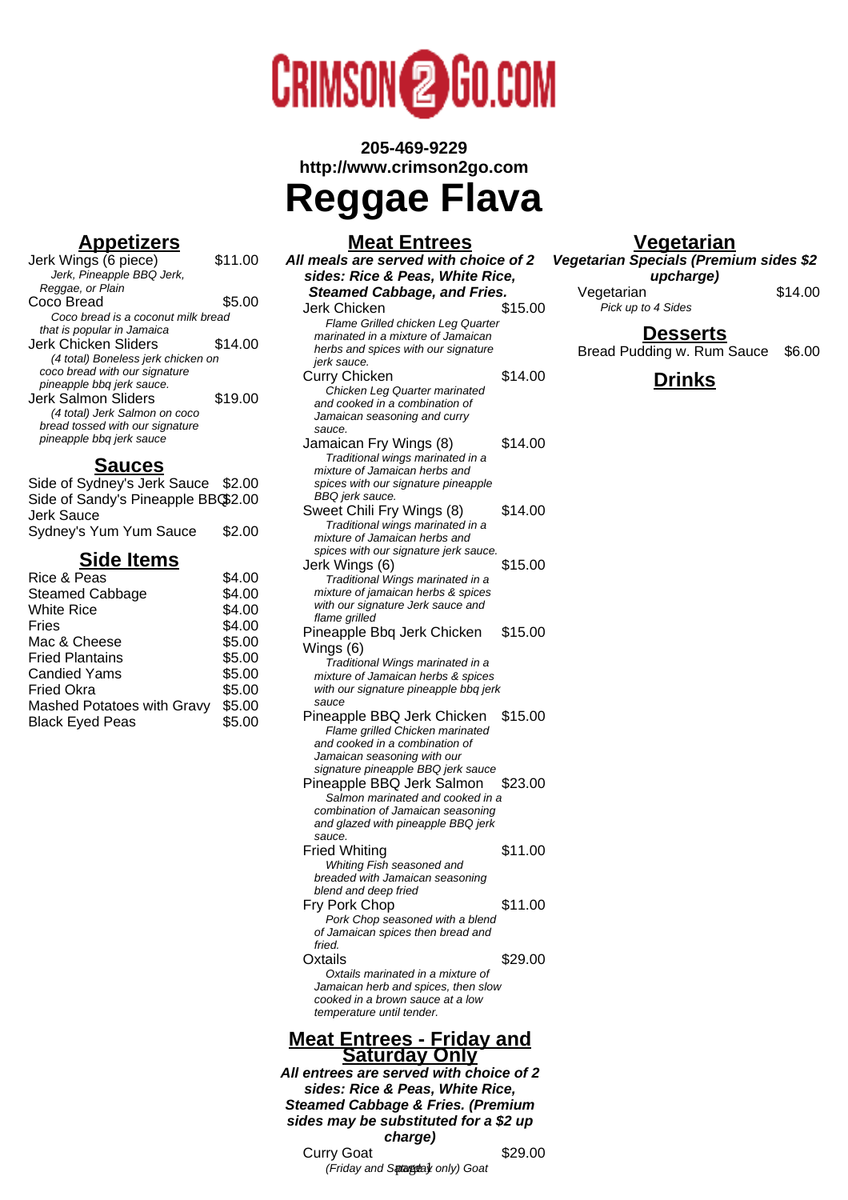# CRIMSON2GO.COM

**205-469-9229**
**http://www.crimson2go.com**

# Reggae Flava

## Appetizers

| Item | Price |
|---|---|
| Jerk Wings (6 piece)<br>*Jerk, Pineapple BBQ Jerk, Reggae, or Plain* | $11.00 |
| Coco Bread<br>*Coco bread is a coconut milk bread that is popular in Jamaica* | $5.00 |
| Jerk Chicken Sliders<br>*(4 total) Boneless jerk chicken on coco bread with our signature pineapple bbq jerk sauce.* | $14.00 |
| Jerk Salmon Sliders<br>*(4 total) Jerk Salmon on coco bread tossed with our signature pineapple bbq jerk sauce* | $19.00 |

## Sauces

| Item | Price |
|---|---|
| Side of Sydney's Jerk Sauce | $2.00 |
| Side of Sandy's Pineapple BBQ Jerk Sauce | $2.00 |
| Sydney's Yum Yum Sauce | $2.00 |

## Side Items

| Item | Price |
|---|---|
| Rice & Peas | $4.00 |
| Steamed Cabbage | $4.00 |
| White Rice | $4.00 |
| Fries | $4.00 |
| Mac & Cheese | $5.00 |
| Fried Plantains | $5.00 |
| Candied Yams | $5.00 |
| Fried Okra | $5.00 |
| Mashed Potatoes with Gravy | $5.00 |
| Black Eyed Peas | $5.00 |

## Meat Entrees

***All meals are served with choice of 2 sides: Rice & Peas, White Rice, Steamed Cabbage, and Fries.***

| Item | Price |
|---|---|
| Jerk Chicken<br>*Flame Grilled chicken Leg Quarter marinated in a mixture of Jamaican herbs and spices with our signature jerk sauce.* | $15.00 |
| Curry Chicken<br>*Chicken Leg Quarter marinated and cooked in a combination of Jamaican seasoning and curry sauce.* | $14.00 |
| Jamaican Fry Wings (8)<br>*Traditional wings marinated in a mixture of Jamaican herbs and spices with our signature pineapple BBQ jerk sauce.* | $14.00 |
| Sweet Chili Fry Wings (8)<br>*Traditional wings marinated in a mixture of Jamaican herbs and spices with our signature jerk sauce.* | $14.00 |
| Jerk Wings (6)<br>*Traditional Wings marinated in a mixture of jamaican herbs & spices with our signature Jerk sauce and flame grilled* | $15.00 |
| Pineapple Bbq Jerk Chicken Wings (6)<br>*Traditional Wings marinated in a mixture of Jamaican herbs & spices with our signature pineapple bbq jerk sauce* | $15.00 |
| Pineapple BBQ Jerk Chicken<br>*Flame grilled Chicken marinated and cooked in a combination of Jamaican seasoning with our signature pineapple BBQ jerk sauce* | $15.00 |
| Pineapple BBQ Jerk Salmon<br>*Salmon marinated and cooked in a combination of Jamaican seasoning and glazed with pineapple BBQ jerk sauce.* | $23.00 |
| Fried Whiting<br>*Whiting Fish seasoned and breaded with Jamaican seasoning blend and deep fried* | $11.00 |
| Fry Pork Chop<br>*Pork Chop seasoned with a blend of Jamaican spices then bread and fried.* | $11.00 |
| Oxtails<br>*Oxtails marinated in a mixture of Jamaican herb and spices, then slow cooked in a brown sauce at a low temperature until tender.* | $29.00 |

## Meat Entrees - Friday and Saturday Only

***All entrees are served with choice of 2 sides: Rice & Peas, White Rice, Steamed Cabbage & Fries. (Premium sides may be substituted for a $2 up charge)***

| Item | Price |
|---|---|
| Curry Goat<br>*(Friday and Saturday only) Goat* | $29.00 |

## Vegetarian

***Vegetarian Specials (Premium sides $2 upcharge)***

| Item | Price |
|---|---|
| Vegetarian<br>*Pick up to 4 Sides* | $14.00 |

## Desserts

| Item | Price |
|---|---|
| Bread Pudding w. Rum Sauce | $6.00 |

## Drinks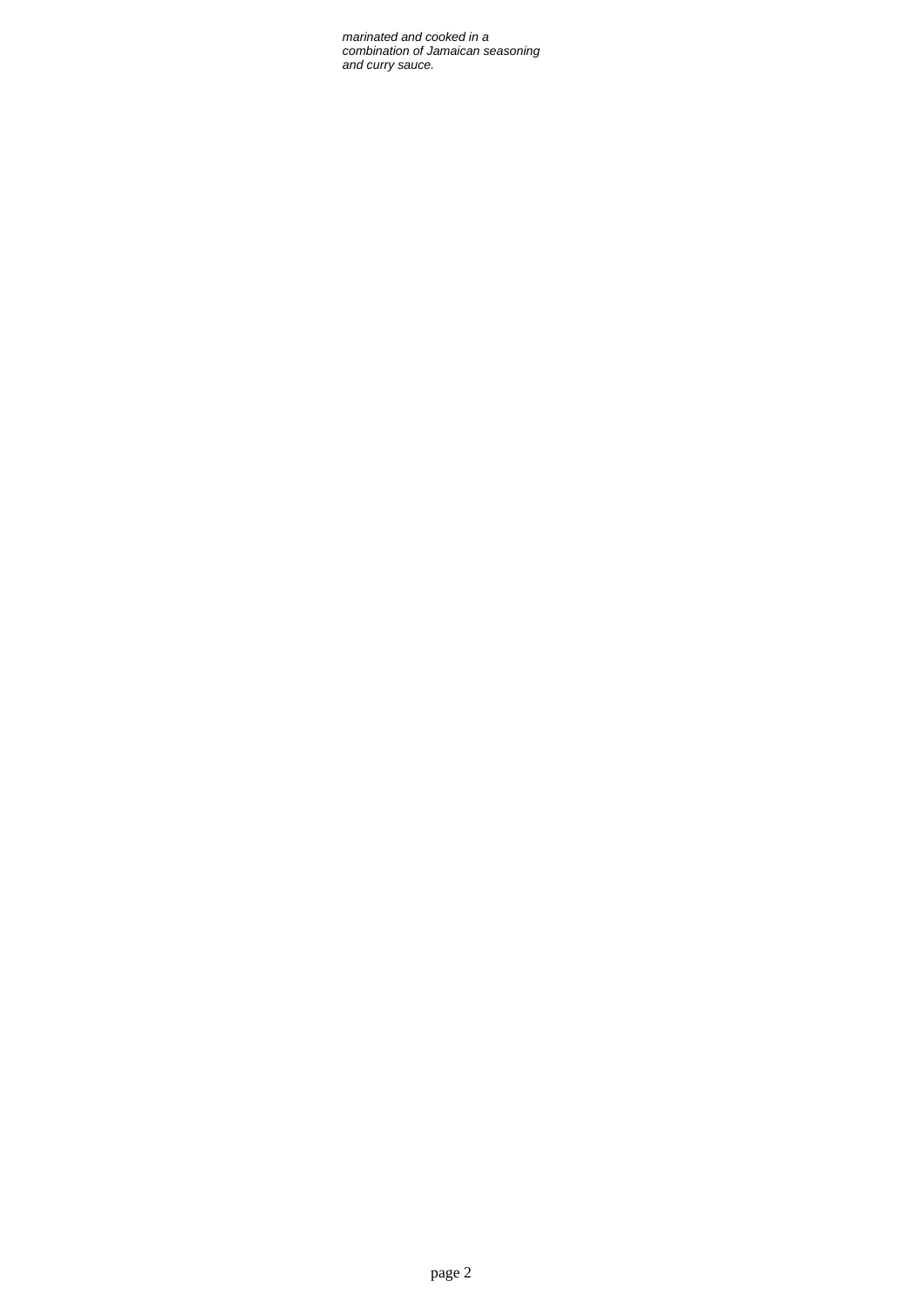*marinated and cooked in a combination of Jamaican seasoning and curry sauce.*